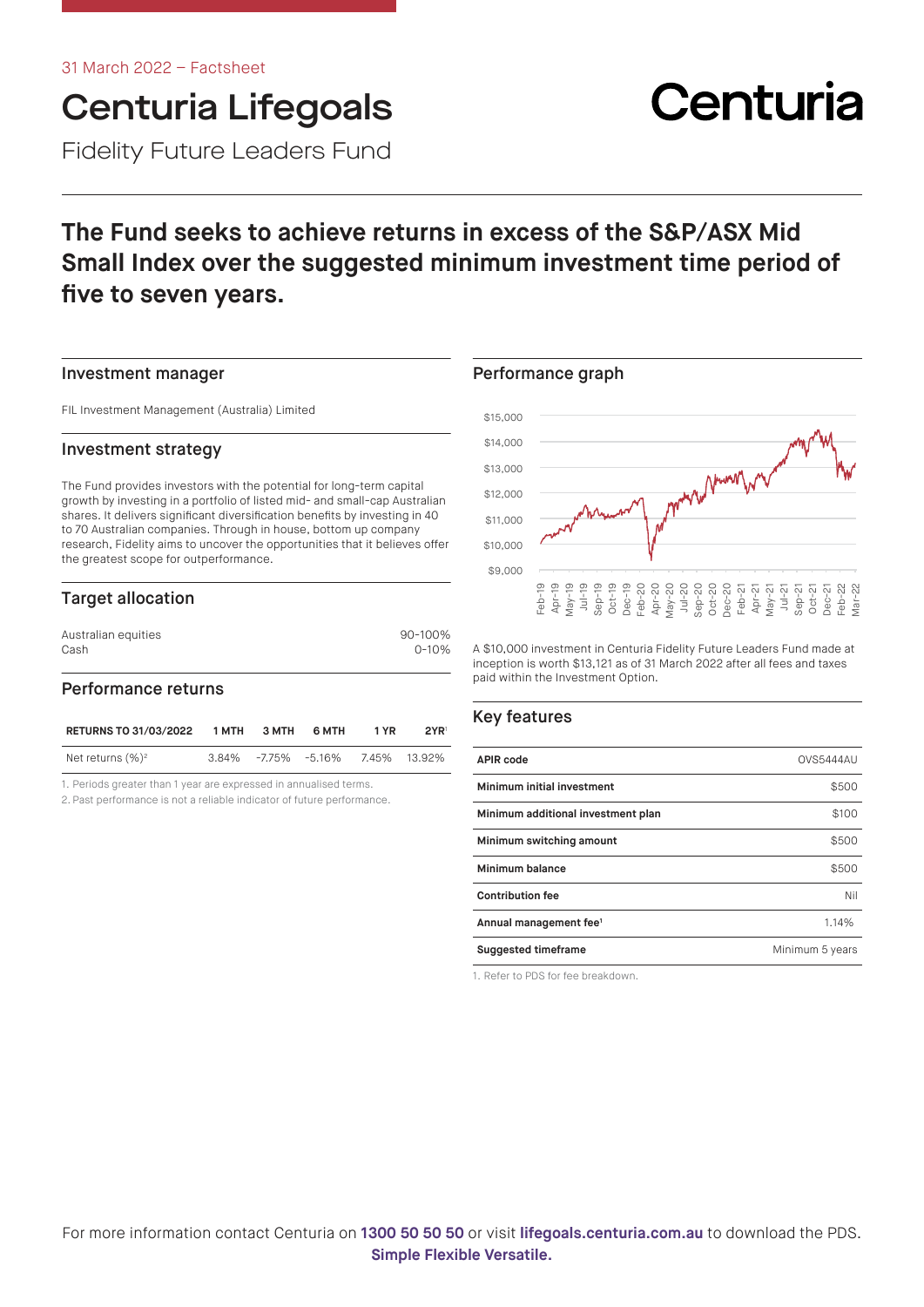31 March 2022 – Factsheet

# Centuria Lifegoals

Fidelity Future Leaders Fund

Centuria

## The Fund seeks to achieve returns in excess of the S&P/ASX Mid Small Index over the suggested minimum investment time period of five to seven years.

### Investment manager

FIL Investment Management (Australia) Limited

### Investment strategy

The Fund provides investors with the potential for long-term capital growth by investing in a portfolio of listed mid- and small-cap Australian shares. It delivers significant diversification benefits by investing in 40 to 70 Australian companies. Through in house, bottom up company research, Fidelity aims to uncover the opportunities that it believes offer the greatest scope for outperformance.

### Target allocation

| | |
|---|---|
| Australian equities | 90-100% |
| Cash | 0-10% |

### Performance returns

| RETURNS TO 31/03/2022 | 1 MTH | 3 MTH | 6 MTH | 1 YR | 2YR[1] |
|---|---|---|---|---|---|
| Net returns (%)[2] | 3.84% | -7.75% | -5.16% | 7.45% | 13.92% |

1. Periods greater than 1 year are expressed in annualised terms.
2. Past performance is not a reliable indicator of future performance.

### Performance graph

A $10,000 investment in Centuria Fidelity Future Leaders Fund made at inception is worth $13,121 as of 31 March 2022 after all fees and taxes paid within the Investment Option.

### Key features

| | |
|---|---|
| **APIR code** | OVS5444AU |
| **Minimum initial investment** | $500 |
| **Minimum additional investment plan** | $100 |
| **Minimum switching amount** | $500 |
| **Minimum balance** | $500 |
| **Contribution fee** | Nil |
| **Annual management fee[1]** | 1.14% |
| **Suggested timeframe** | Minimum 5 years |

1. Refer to PDS for fee breakdown.

For more information contact Centuria on **1300 50 50 50** or visit **lifegoals.centuria.com.au** to download the PDS.

**Simple Flexible Versatile.**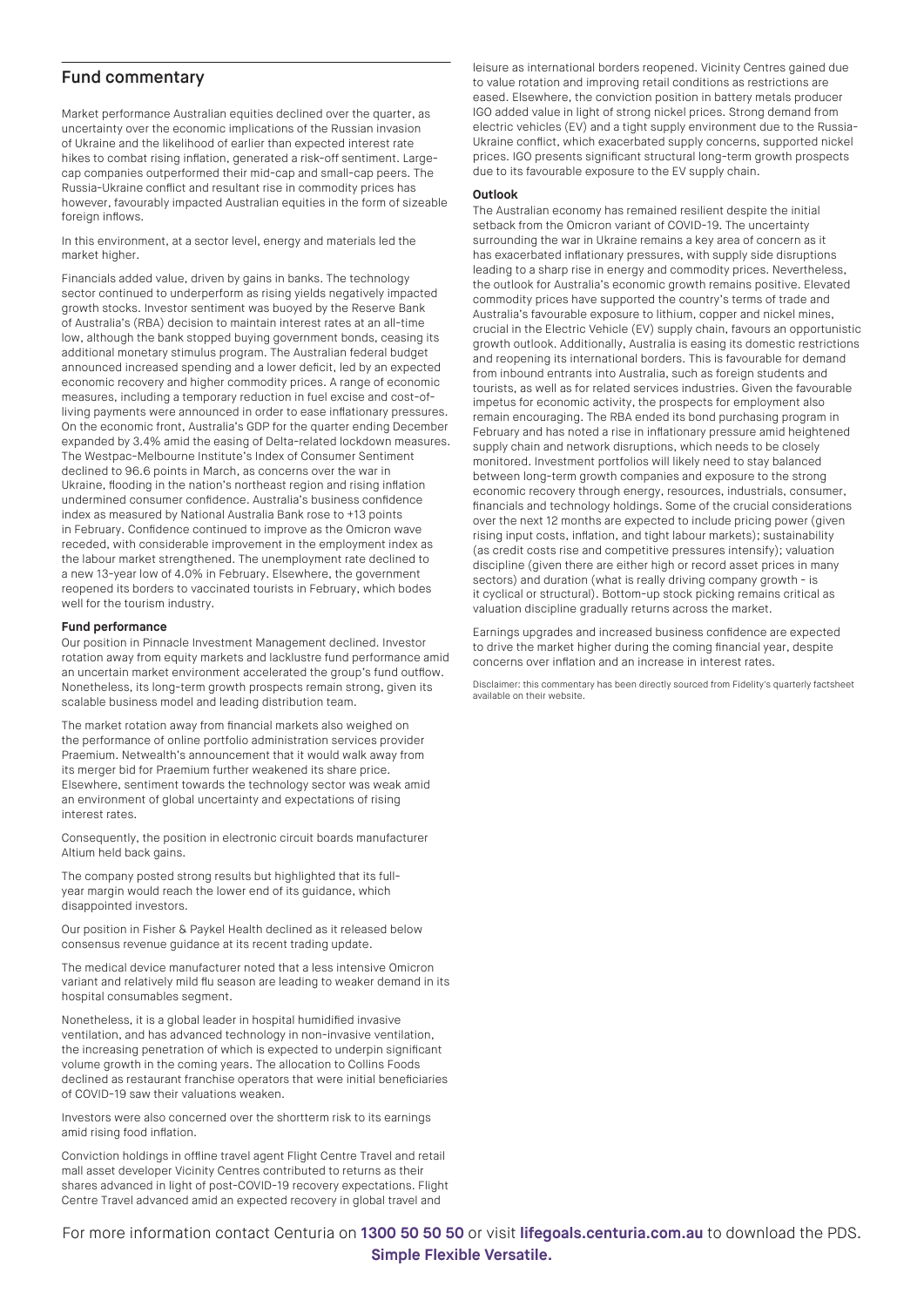## Fund commentary

Market performance Australian equities declined over the quarter, as uncertainty over the economic implications of the Russian invasion of Ukraine and the likelihood of earlier than expected interest rate hikes to combat rising inflation, generated a risk-off sentiment. Large-cap companies outperformed their mid-cap and small-cap peers. The Russia-Ukraine conflict and resultant rise in commodity prices has however, favourably impacted Australian equities in the form of sizeable foreign inflows.

In this environment, at a sector level, energy and materials led the market higher.

Financials added value, driven by gains in banks. The technology sector continued to underperform as rising yields negatively impacted growth stocks. Investor sentiment was buoyed by the Reserve Bank of Australia's (RBA) decision to maintain interest rates at an all-time low, although the bank stopped buying government bonds, ceasing its additional monetary stimulus program. The Australian federal budget announced increased spending and a lower deficit, led by an expected economic recovery and higher commodity prices. A range of economic measures, including a temporary reduction in fuel excise and cost-of-living payments were announced in order to ease inflationary pressures. On the economic front, Australia's GDP for the quarter ending December expanded by 3.4% amid the easing of Delta-related lockdown measures. The Westpac-Melbourne Institute's Index of Consumer Sentiment declined to 96.6 points in March, as concerns over the war in Ukraine, flooding in the nation's northeast region and rising inflation undermined consumer confidence. Australia's business confidence index as measured by National Australia Bank rose to +13 points in February. Confidence continued to improve as the Omicron wave receded, with considerable improvement in the employment index as the labour market strengthened. The unemployment rate declined to a new 13-year low of 4.0% in February. Elsewhere, the government reopened its borders to vaccinated tourists in February, which bodes well for the tourism industry.

### Fund performance

Our position in Pinnacle Investment Management declined. Investor rotation away from equity markets and lacklustre fund performance amid an uncertain market environment accelerated the group's fund outflow. Nonetheless, its long-term growth prospects remain strong, given its scalable business model and leading distribution team.

The market rotation away from financial markets also weighed on the performance of online portfolio administration services provider Praemium. Netwealth's announcement that it would walk away from its merger bid for Praemium further weakened its share price. Elsewhere, sentiment towards the technology sector was weak amid an environment of global uncertainty and expectations of rising interest rates.

Consequently, the position in electronic circuit boards manufacturer Altium held back gains.

The company posted strong results but highlighted that its full-year margin would reach the lower end of its guidance, which disappointed investors.

Our position in Fisher & Paykel Health declined as it released below consensus revenue guidance at its recent trading update.

The medical device manufacturer noted that a less intensive Omicron variant and relatively mild flu season are leading to weaker demand in its hospital consumables segment.

Nonetheless, it is a global leader in hospital humidified invasive ventilation, and has advanced technology in non-invasive ventilation, the increasing penetration of which is expected to underpin significant volume growth in the coming years. The allocation to Collins Foods declined as restaurant franchise operators that were initial beneficiaries of COVID-19 saw their valuations weaken.

Investors were also concerned over the shortterm risk to its earnings amid rising food inflation.

Conviction holdings in offline travel agent Flight Centre Travel and retail mall asset developer Vicinity Centres contributed to returns as their shares advanced in light of post-COVID-19 recovery expectations. Flight Centre Travel advanced amid an expected recovery in global travel and leisure as international borders reopened. Vicinity Centres gained due to value rotation and improving retail conditions as restrictions are eased. Elsewhere, the conviction position in battery metals producer IGO added value in light of strong nickel prices. Strong demand from electric vehicles (EV) and a tight supply environment due to the Russia-Ukraine conflict, which exacerbated supply concerns, supported nickel prices. IGO presents significant structural long-term growth prospects due to its favourable exposure to the EV supply chain.

### Outlook

The Australian economy has remained resilient despite the initial setback from the Omicron variant of COVID-19. The uncertainty surrounding the war in Ukraine remains a key area of concern as it has exacerbated inflationary pressures, with supply side disruptions leading to a sharp rise in energy and commodity prices. Nevertheless, the outlook for Australia's economic growth remains positive. Elevated commodity prices have supported the country's terms of trade and Australia's favourable exposure to lithium, copper and nickel mines, crucial in the Electric Vehicle (EV) supply chain, favours an opportunistic growth outlook. Additionally, Australia is easing its domestic restrictions and reopening its international borders. This is favourable for demand from inbound entrants into Australia, such as foreign students and tourists, as well as for related services industries. Given the favourable impetus for economic activity, the prospects for employment also remain encouraging. The RBA ended its bond purchasing program in February and has noted a rise in inflationary pressure amid heightened supply chain and network disruptions, which needs to be closely monitored. Investment portfolios will likely need to stay balanced between long-term growth companies and exposure to the strong economic recovery through energy, resources, industrials, consumer, financials and technology holdings. Some of the crucial considerations over the next 12 months are expected to include pricing power (given rising input costs, inflation, and tight labour markets); sustainability (as credit costs rise and competitive pressures intensify); valuation discipline (given there are either high or record asset prices in many sectors) and duration (what is really driving company growth - is it cyclical or structural). Bottom-up stock picking remains critical as valuation discipline gradually returns across the market.

Earnings upgrades and increased business confidence are expected to drive the market higher during the coming financial year, despite concerns over inflation and an increase in interest rates.

Disclaimer: this commentary has been directly sourced from Fidelity's quarterly factsheet available on their website.

For more information contact Centuria on **1300 50 50 50** or visit **lifegoals.centuria.com.au** to download the PDS.

**Simple Flexible Versatile.**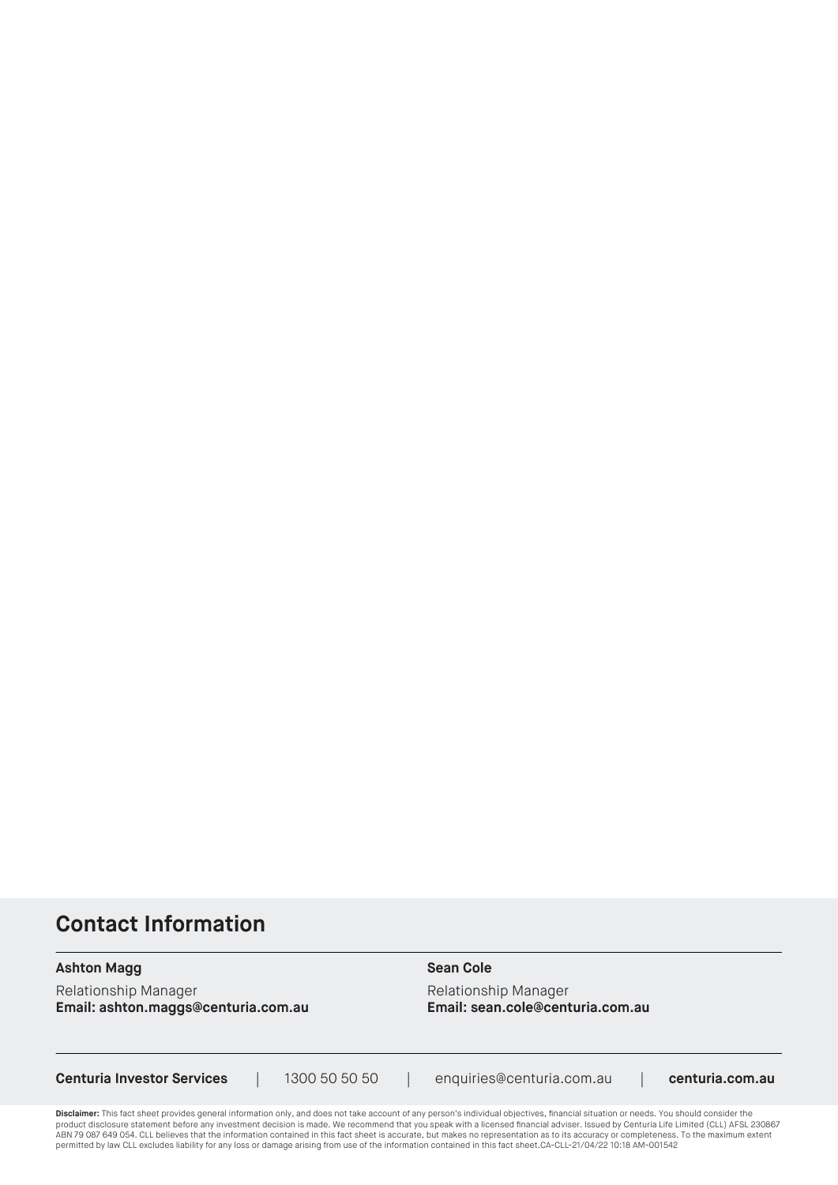## Contact Information

**Ashton Magg**
Relationship Manager
**Email: ashton.maggs@centuria.com.au**

**Sean Cole**
Relationship Manager
**Email: sean.cole@centuria.com.au**

**Centuria Investor Services** | 1300 50 50 50 | enquiries@centuria.com.au | **centuria.com.au**

**Disclaimer:** This fact sheet provides general information only, and does not take account of any person's individual objectives, financial situation or needs. You should consider the product disclosure statement before any investment decision is made. We recommend that you speak with a licensed financial adviser. Issued by Centuria Life Limited (CLL) AFSL 230867 ABN 79 087 649 054. CLL believes that the information contained in this fact sheet is accurate, but makes no representation as to its accuracy or completeness. To the maximum extent permitted by law CLL excludes liability for any loss or damage arising from use of the information contained in this fact sheet.CA-CLL-21/04/22 10:18 AM-001542